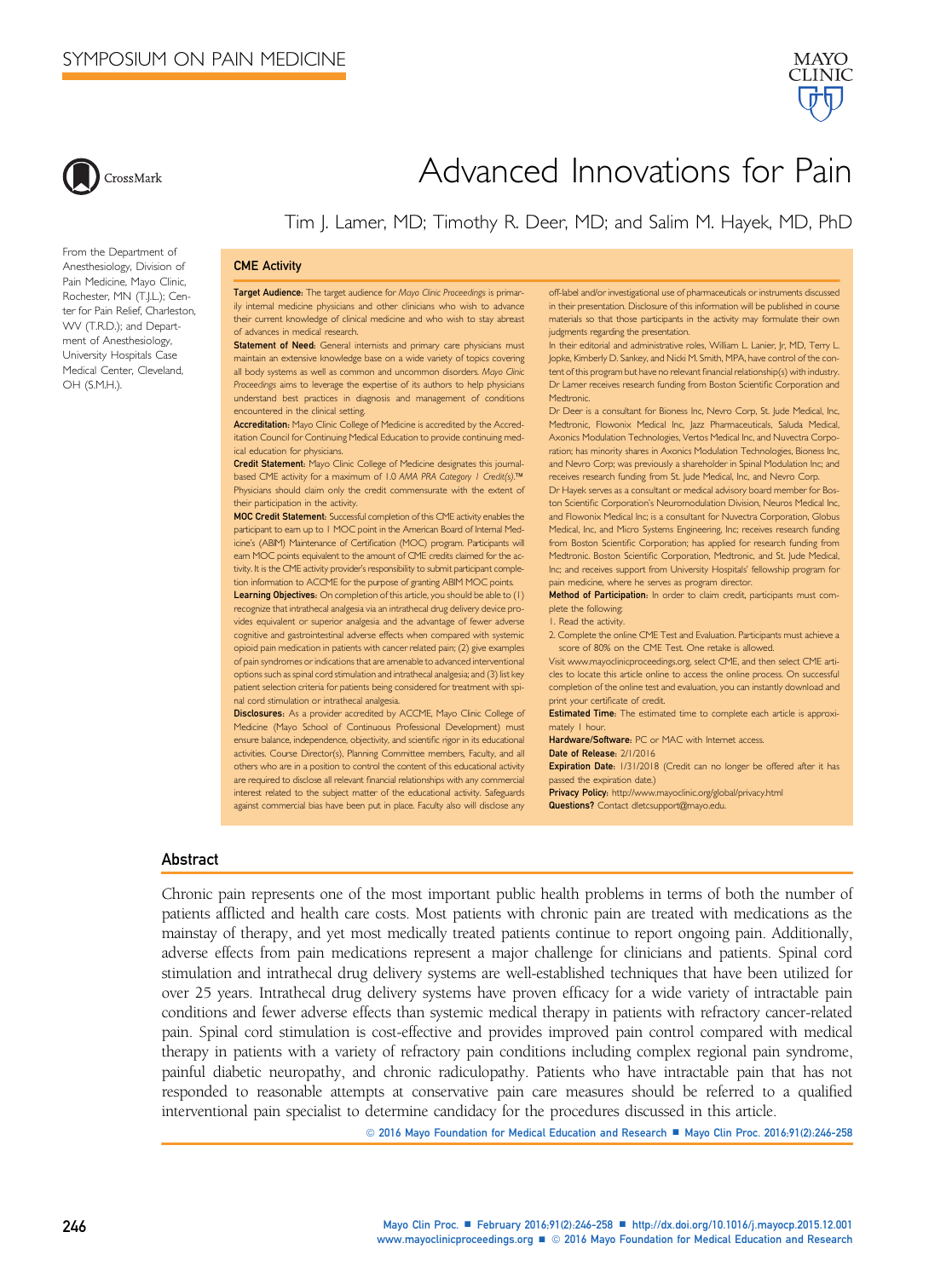SYMPOSIUM ON PAIN MEDICINE

# Advanced Innovations for Pain

Tim J. Lamer, MD; Timothy R. Deer, MD; and Salim M. Hayek, MD, PhD

From the Department of Anesthesiology, Division of Pain Medicine, Mayo Clinic, Rochester, MN (T.J.L.); Center for Pain Relief, Charleston, WV (T.R.D.); and Department of Anesthesiology, University Hospitals Case Medical Center, Cleveland, OH (S.M.H.).

## CME Activity

**Target Audience:** The target audience for *Mayo Clinic Proceedings* is primarily internal medicine physicians and other clinicians who wish to advance their current knowledge of clinical medicine and who wish to stay abreast of advances in medical research.

**Statement of Need:** General internists and primary care physicians must maintain an extensive knowledge base on a wide variety of topics covering all body systems as well as common and uncommon disorders. *Mayo Clinic Proceedings* aims to leverage the expertise of its authors to help physicians understand best practices in diagnosis and management of conditions encountered in the clinical setting.

**Accreditation:** Mayo Clinic College of Medicine is accredited by the Accreditation Council for Continuing Medical Education to provide continuing medical education for physicians.

**Credit Statement:** Mayo Clinic College of Medicine designates this journal-based CME activity for a maximum of 1.0 *AMA PRA Category 1 Credit(s)*.™ Physicians should claim only the credit commensurate with the extent of their participation in the activity.

**MOC Credit Statement:** Successful completion of this CME activity enables the participant to earn up to 1 MOC point in the American Board of Internal Medicine's (ABIM) Maintenance of Certification (MOC) program. Participants will earn MOC points equivalent to the amount of CME credits claimed for the activity. It is the CME activity provider's responsibility to submit participant completion information to ACCME for the purpose of granting ABIM MOC points.

**Learning Objectives:** On completion of this article, you should be able to (1) recognize that intrathecal analgesia via an intrathecal drug delivery device provides equivalent or superior analgesia and the advantage of fewer adverse cognitive and gastrointestinal adverse effects when compared with systemic opioid pain medication in patients with cancer related pain; (2) give examples of pain syndromes or indications that are amenable to advanced interventional options such as spinal cord stimulation and intrathecal analgesia; and (3) list key patient selection criteria for patients being considered for treatment with spinal cord stimulation or intrathecal analgesia.

**Disclosures:** As a provider accredited by ACCME, Mayo Clinic College of Medicine (Mayo School of Continuous Professional Development) must ensure balance, independence, objectivity, and scientific rigor in its educational activities. Course Director(s), Planning Committee members, Faculty, and all others who are in a position to control the content of this educational activity are required to disclose all relevant financial relationships with any commercial interest related to the subject matter of the educational activity. Safeguards against commercial bias have been put in place. Faculty also will disclose any off-label and/or investigational use of pharmaceuticals or instruments discussed in their presentation. Disclosure of this information will be published in course materials so that those participants in the activity may formulate their own judgments regarding the presentation.

In their editorial and administrative roles, William L. Lanier, Jr, MD, Terry L. Jopke, Kimberly D. Sankey, and Nicki M. Smith, MPA, have control of the content of this program but have no relevant financial relationship(s) with industry. Dr Lamer receives research funding from Boston Scientific Corporation and Medtronic.

Dr Deer is a consultant for Bioness Inc, Nevro Corp, St. Jude Medical, Inc, Medtronic, Flowonix Medical Inc, Jazz Pharmaceuticals, Saluda Medical, Axonics Modulation Technologies, Vertos Medical Inc, and Nuvectra Corporation; has minority shares in Axonics Modulation Technologies, Bioness Inc, and Nevro Corp; was previously a shareholder in Spinal Modulation Inc; and receives research funding from St. Jude Medical, Inc, and Nevro Corp.

Dr Hayek serves as a consultant or medical advisory board member for Boston Scientific Corporation's Neuromodulation Division, Neuros Medical Inc, and Flowonix Medical Inc; is a consultant for Nuvectra Corporation, Globus Medical, Inc, and Micro Systems Engineering, Inc; receives research funding from Boston Scientific Corporation; has applied for research funding from Medtronic. Boston Scientific Corporation, Medtronic, and St. Jude Medical, Inc; and receives support from University Hospitals' fellowship program for pain medicine, where he serves as program director.

**Method of Participation:** In order to claim credit, participants must complete the following:

1. Read the activity.
2. Complete the online CME Test and Evaluation. Participants must achieve a score of 80% on the CME Test. One retake is allowed.

Visit www.mayoclinicproceedings.org, select CME, and then select CME articles to locate this article online to access the online process. On successful completion of the online test and evaluation, you can instantly download and print your certificate of credit.

**Estimated Time:** The estimated time to complete each article is approximately 1 hour.

**Hardware/Software:** PC or MAC with Internet access.

**Date of Release:** 2/1/2016

**Expiration Date:** 1/31/2018 (Credit can no longer be offered after it has passed the expiration date.)

**Privacy Policy:** http://www.mayoclinic.org/global/privacy.html

**Questions?** Contact dletcsupport@mayo.edu.

## Abstract

Chronic pain represents one of the most important public health problems in terms of both the number of patients afflicted and health care costs. Most patients with chronic pain are treated with medications as the mainstay of therapy, and yet most medically treated patients continue to report ongoing pain. Additionally, adverse effects from pain medications represent a major challenge for clinicians and patients. Spinal cord stimulation and intrathecal drug delivery systems are well-established techniques that have been utilized for over 25 years. Intrathecal drug delivery systems have proven efficacy for a wide variety of intractable pain conditions and fewer adverse effects than systemic medical therapy in patients with refractory cancer-related pain. Spinal cord stimulation is cost-effective and provides improved pain control compared with medical therapy in patients with a variety of refractory pain conditions including complex regional pain syndrome, painful diabetic neuropathy, and chronic radiculopathy. Patients who have intractable pain that has not responded to reasonable attempts at conservative pain care measures should be referred to a qualified interventional pain specialist to determine candidacy for the procedures discussed in this article.

© 2016 Mayo Foundation for Medical Education and Research ■ Mayo Clin Proc. 2016;91(2):246-258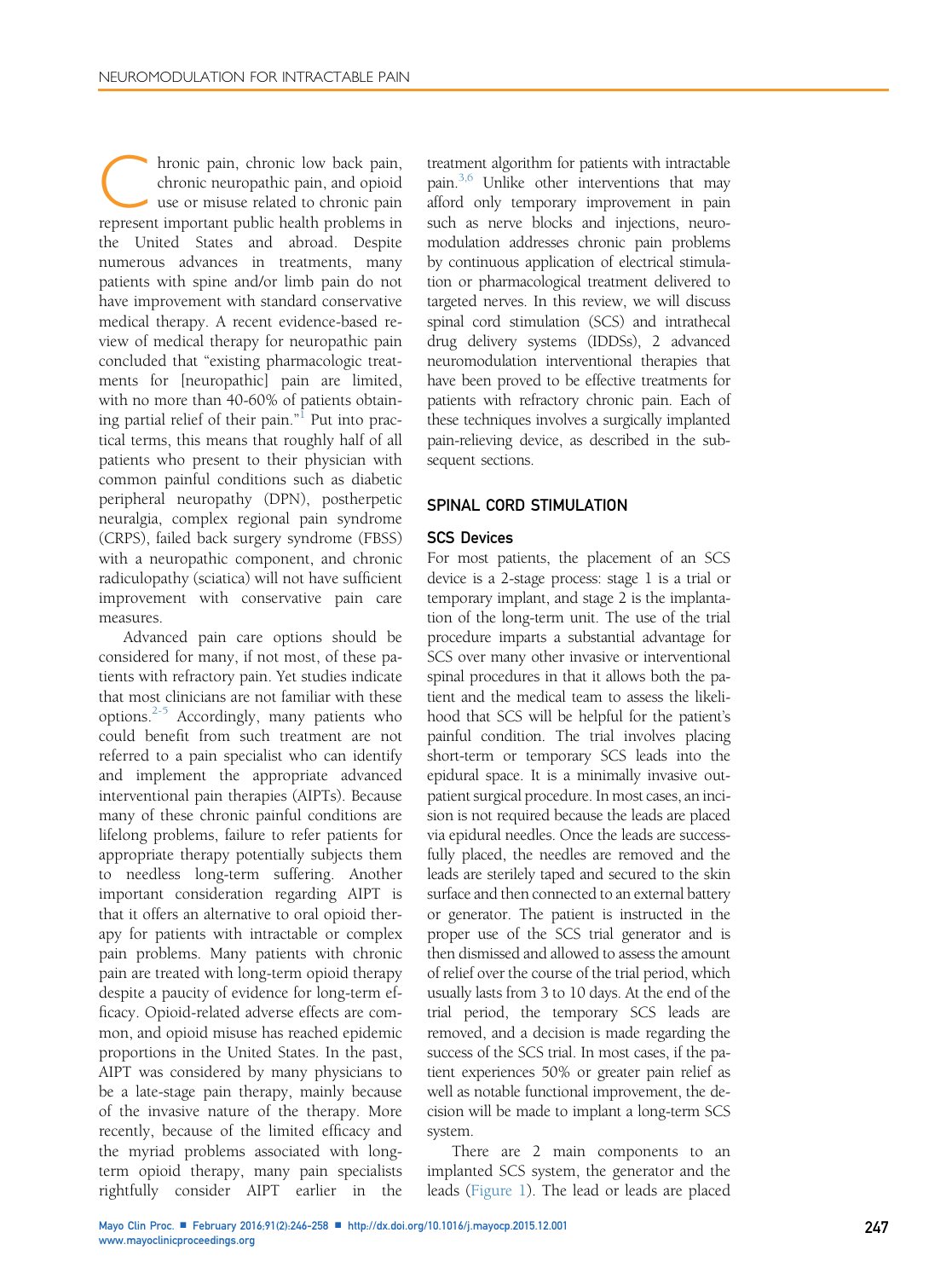Chronic pain, chronic low back pain, chronic neuropathic pain, and opioid use or misuse related to chronic pain represent important public health problems in the United States and abroad. Despite numerous advances in treatments, many patients with spine and/or limb pain do not have improvement with standard conservative medical therapy. A recent evidence-based review of medical therapy for neuropathic pain concluded that "existing pharmacologic treatments for [neuropathic] pain are limited, with no more than 40-60% of patients obtaining partial relief of their pain."[1] Put into practical terms, this means that roughly half of all patients who present to their physician with common painful conditions such as diabetic peripheral neuropathy (DPN), postherpetic neuralgia, complex regional pain syndrome (CRPS), failed back surgery syndrome (FBSS) with a neuropathic component, and chronic radiculopathy (sciatica) will not have sufficient improvement with conservative pain care measures.

Advanced pain care options should be considered for many, if not most, of these patients with refractory pain. Yet studies indicate that most clinicians are not familiar with these options.[2-5] Accordingly, many patients who could benefit from such treatment are not referred to a pain specialist who can identify and implement the appropriate advanced interventional pain therapies (AIPTs). Because many of these chronic painful conditions are lifelong problems, failure to refer patients for appropriate therapy potentially subjects them to needless long-term suffering. Another important consideration regarding AIPT is that it offers an alternative to oral opioid therapy for patients with intractable or complex pain problems. Many patients with chronic pain are treated with long-term opioid therapy despite a paucity of evidence for long-term efficacy. Opioid-related adverse effects are common, and opioid misuse has reached epidemic proportions in the United States. In the past, AIPT was considered by many physicians to be a late-stage pain therapy, mainly because of the invasive nature of the therapy. More recently, because of the limited efficacy and the myriad problems associated with long-term opioid therapy, many pain specialists rightfully consider AIPT earlier in the treatment algorithm for patients with intractable pain.[3,6] Unlike other interventions that may afford only temporary improvement in pain such as nerve blocks and injections, neuromodulation addresses chronic pain problems by continuous application of electrical stimulation or pharmacological treatment delivered to targeted nerves. In this review, we will discuss spinal cord stimulation (SCS) and intrathecal drug delivery systems (IDDSs), 2 advanced neuromodulation interventional therapies that have been proved to be effective treatments for patients with refractory chronic pain. Each of these techniques involves a surgically implanted pain-relieving device, as described in the subsequent sections.

## SPINAL CORD STIMULATION

### SCS Devices

For most patients, the placement of an SCS device is a 2-stage process: stage 1 is a trial or temporary implant, and stage 2 is the implantation of the long-term unit. The use of the trial procedure imparts a substantial advantage for SCS over many other invasive or interventional spinal procedures in that it allows both the patient and the medical team to assess the likelihood that SCS will be helpful for the patient's painful condition. The trial involves placing short-term or temporary SCS leads into the epidural space. It is a minimally invasive outpatient surgical procedure. In most cases, an incision is not required because the leads are placed via epidural needles. Once the leads are successfully placed, the needles are removed and the leads are sterilely taped and secured to the skin surface and then connected to an external battery or generator. The patient is instructed in the proper use of the SCS trial generator and is then dismissed and allowed to assess the amount of relief over the course of the trial period, which usually lasts from 3 to 10 days. At the end of the trial period, the temporary SCS leads are removed, and a decision is made regarding the success of the SCS trial. In most cases, if the patient experiences 50% or greater pain relief as well as notable functional improvement, the decision will be made to implant a long-term SCS system.

There are 2 main components to an implanted SCS system, the generator and the leads (Figure 1). The lead or leads are placed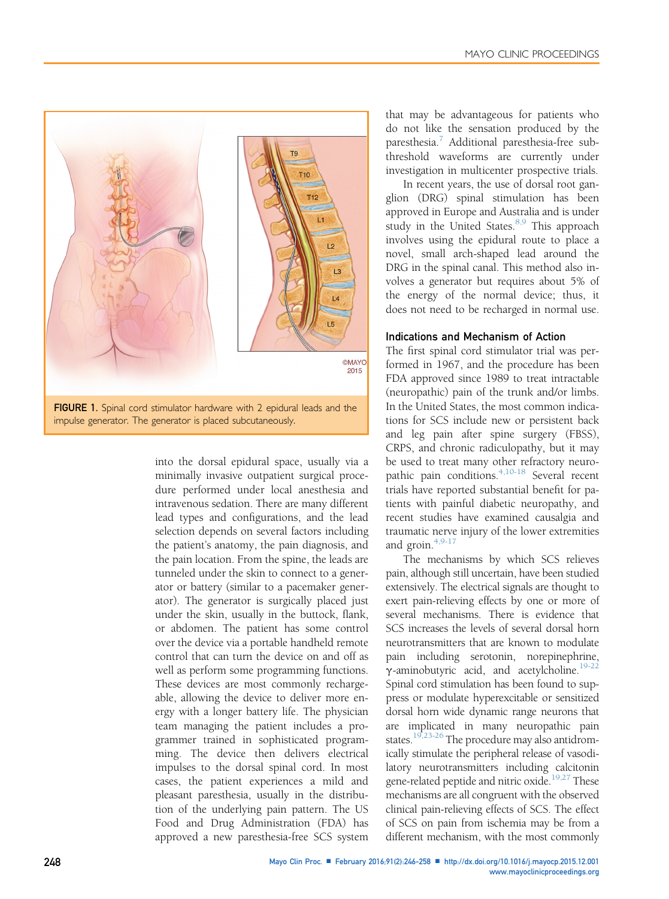FIGURE 1. Spinal cord stimulator hardware with 2 epidural leads and the impulse generator. The generator is placed subcutaneously.

into the dorsal epidural space, usually via a minimally invasive outpatient surgical procedure performed under local anesthesia and intravenous sedation. There are many different lead types and configurations, and the lead selection depends on several factors including the patient's anatomy, the pain diagnosis, and the pain location. From the spine, the leads are tunneled under the skin to connect to a generator or battery (similar to a pacemaker generator). The generator is surgically placed just under the skin, usually in the buttock, flank, or abdomen. The patient has some control over the device via a portable handheld remote control that can turn the device on and off as well as perform some programming functions. These devices are most commonly rechargeable, allowing the device to deliver more energy with a longer battery life. The physician team managing the patient includes a programmer trained in sophisticated programming. The device then delivers electrical impulses to the dorsal spinal cord. In most cases, the patient experiences a mild and pleasant paresthesia, usually in the distribution of the underlying pain pattern. The US Food and Drug Administration (FDA) has approved a new paresthesia-free SCS system that may be advantageous for patients who do not like the sensation produced by the paresthesia.[7] Additional paresthesia-free subthreshold waveforms are currently under investigation in multicenter prospective trials.

In recent years, the use of dorsal root ganglion (DRG) spinal stimulation has been approved in Europe and Australia and is under study in the United States.[8,9] This approach involves using the epidural route to place a novel, small arch-shaped lead around the DRG in the spinal canal. This method also involves a generator but requires about 5% of the energy of the normal device; thus, it does not need to be recharged in normal use.

## Indications and Mechanism of Action

The first spinal cord stimulator trial was performed in 1967, and the procedure has been FDA approved since 1989 to treat intractable (neuropathic) pain of the trunk and/or limbs. In the United States, the most common indications for SCS include new or persistent back and leg pain after spine surgery (FBSS), CRPS, and chronic radiculopathy, but it may be used to treat many other refractory neuropathic pain conditions.[4,10-18] Several recent trials have reported substantial benefit for patients with painful diabetic neuropathy, and recent studies have examined causalgia and traumatic nerve injury of the lower extremities and groin.[4,9-17]

The mechanisms by which SCS relieves pain, although still uncertain, have been studied extensively. The electrical signals are thought to exert pain-relieving effects by one or more of several mechanisms. There is evidence that SCS increases the levels of several dorsal horn neurotransmitters that are known to modulate pain including serotonin, norepinephrine, γ-aminobutyric acid, and acetylcholine.[19-22] Spinal cord stimulation has been found to suppress or modulate hyperexcitable or sensitized dorsal horn wide dynamic range neurons that are implicated in many neuropathic pain states.[19,23-26] The procedure may also antidromically stimulate the peripheral release of vasodilatory neurotransmitters including calcitonin gene-related peptide and nitric oxide.[19,27] These mechanisms are all congruent with the observed clinical pain-relieving effects of SCS. The effect of SCS on pain from ischemia may be from a different mechanism, with the most commonly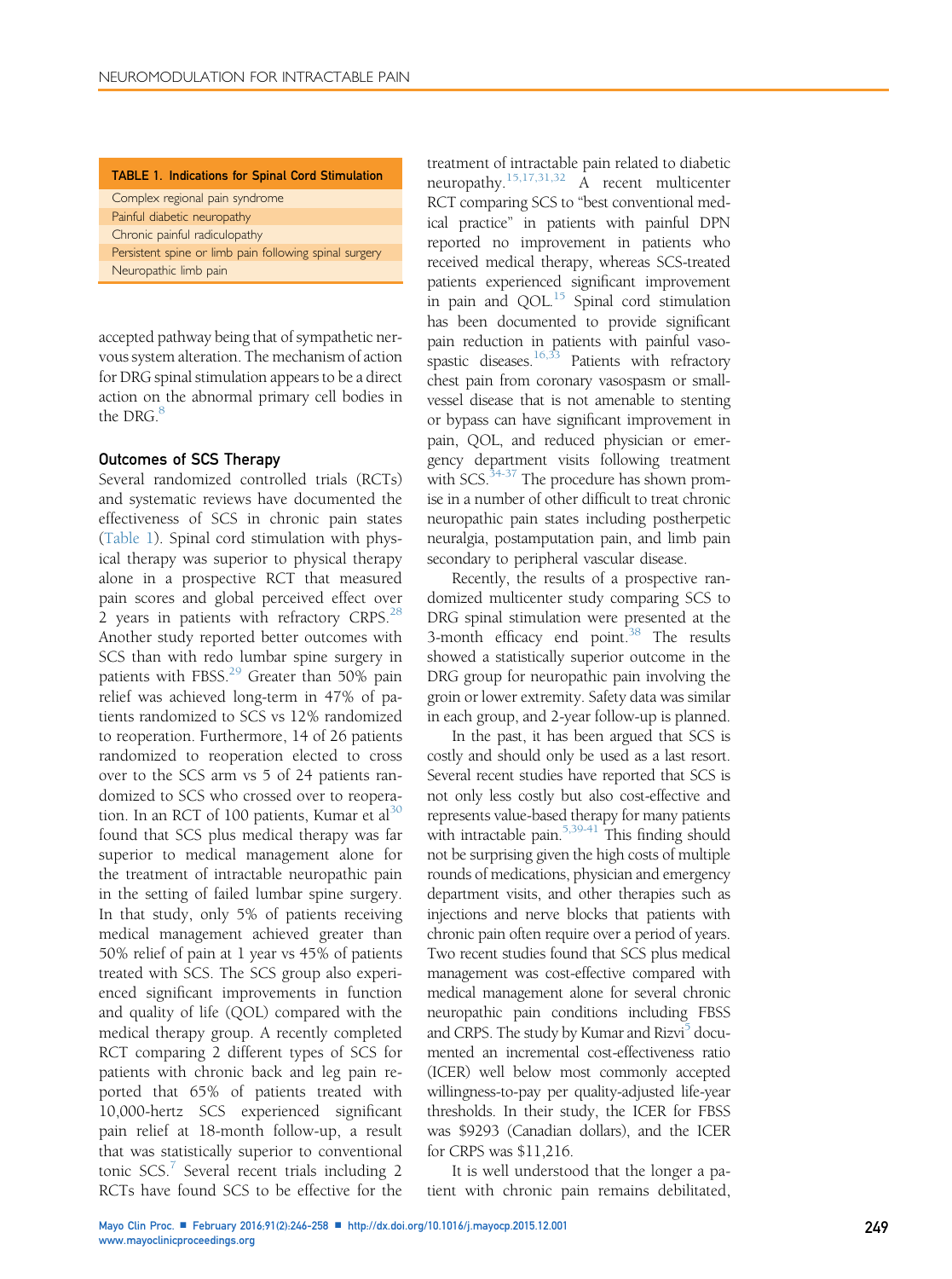**TABLE 1. Indications for Spinal Cord Stimulation**

| TABLE 1. Indications for Spinal Cord Stimulation |
| --- |
| Complex regional pain syndrome |
| Painful diabetic neuropathy |
| Chronic painful radiculopathy |
| Persistent spine or limb pain following spinal surgery |
| Neuropathic limb pain |

accepted pathway being that of sympathetic nervous system alteration. The mechanism of action for DRG spinal stimulation appears to be a direct action on the abnormal primary cell bodies in the DRG.[8]

### Outcomes of SCS Therapy

Several randomized controlled trials (RCTs) and systematic reviews have documented the effectiveness of SCS in chronic pain states (Table 1). Spinal cord stimulation with physical therapy was superior to physical therapy alone in a prospective RCT that measured pain scores and global perceived effect over 2 years in patients with refractory CRPS.[28] Another study reported better outcomes with SCS than with redo lumbar spine surgery in patients with FBSS.[29] Greater than 50% pain relief was achieved long-term in 47% of patients randomized to SCS vs 12% randomized to reoperation. Furthermore, 14 of 26 patients randomized to reoperation elected to cross over to the SCS arm vs 5 of 24 patients randomized to SCS who crossed over to reoperation. In an RCT of 100 patients, Kumar et al[30] found that SCS plus medical therapy was far superior to medical management alone for the treatment of intractable neuropathic pain in the setting of failed lumbar spine surgery. In that study, only 5% of patients receiving medical management achieved greater than 50% relief of pain at 1 year vs 45% of patients treated with SCS. The SCS group also experienced significant improvements in function and quality of life (QOL) compared with the medical therapy group. A recently completed RCT comparing 2 different types of SCS for patients with chronic back and leg pain reported that 65% of patients treated with 10,000-hertz SCS experienced significant pain relief at 18-month follow-up, a result that was statistically superior to conventional tonic SCS.[7] Several recent trials including 2 RCTs have found SCS to be effective for the treatment of intractable pain related to diabetic neuropathy.[15,17,31,32] A recent multicenter RCT comparing SCS to "best conventional medical practice" in patients with painful DPN reported no improvement in patients who received medical therapy, whereas SCS-treated patients experienced significant improvement in pain and QOL.[15] Spinal cord stimulation has been documented to provide significant pain reduction in patients with painful vasospastic diseases.[16,33] Patients with refractory chest pain from coronary vasospasm or small-vessel disease that is not amenable to stenting or bypass can have significant improvement in pain, QOL, and reduced physician or emergency department visits following treatment with SCS.[34-37] The procedure has shown promise in a number of other difficult to treat chronic neuropathic pain states including postherpetic neuralgia, postamputation pain, and limb pain secondary to peripheral vascular disease.

Recently, the results of a prospective randomized multicenter study comparing SCS to DRG spinal stimulation were presented at the 3-month efficacy end point.[38] The results showed a statistically superior outcome in the DRG group for neuropathic pain involving the groin or lower extremity. Safety data was similar in each group, and 2-year follow-up is planned.

In the past, it has been argued that SCS is costly and should only be used as a last resort. Several recent studies have reported that SCS is not only less costly but also cost-effective and represents value-based therapy for many patients with intractable pain.[5,39-41] This finding should not be surprising given the high costs of multiple rounds of medications, physician and emergency department visits, and other therapies such as injections and nerve blocks that patients with chronic pain often require over a period of years. Two recent studies found that SCS plus medical management was cost-effective compared with medical management alone for several chronic neuropathic pain conditions including FBSS and CRPS. The study by Kumar and Rizvi[5] documented an incremental cost-effectiveness ratio (ICER) well below most commonly accepted willingness-to-pay per quality-adjusted life-year thresholds. In their study, the ICER for FBSS was $9293 (Canadian dollars), and the ICER for CRPS was $11,216.

It is well understood that the longer a patient with chronic pain remains debilitated,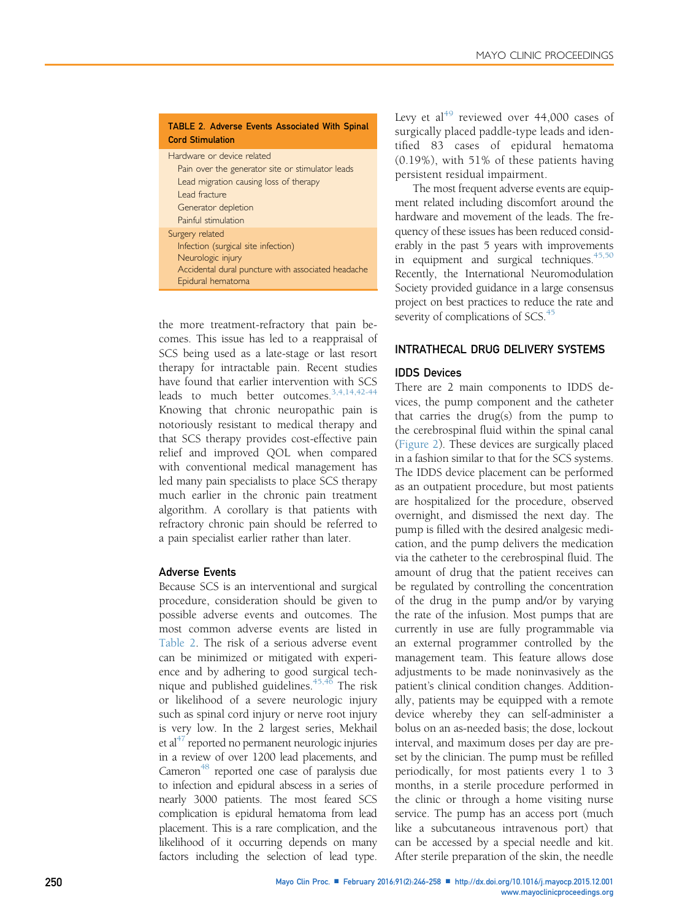**TABLE 2. Adverse Events Associated With Spinal Cord Stimulation**

| |
|---|
| Hardware or device related |
| Pain over the generator site or stimulator leads |
| Lead migration causing loss of therapy |
| Lead fracture |
| Generator depletion |
| Painful stimulation |
| Surgery related |
| Infection (surgical site infection) |
| Neurologic injury |
| Accidental dural puncture with associated headache |
| Epidural hematoma |

the more treatment-refractory that pain becomes. This issue has led to a reappraisal of SCS being used as a late-stage or last resort therapy for intractable pain. Recent studies have found that earlier intervention with SCS leads to much better outcomes.[3,4,14,42-44] Knowing that chronic neuropathic pain is notoriously resistant to medical therapy and that SCS therapy provides cost-effective pain relief and improved QOL when compared with conventional medical management has led many pain specialists to place SCS therapy much earlier in the chronic pain treatment algorithm. A corollary is that patients with refractory chronic pain should be referred to a pain specialist earlier rather than later.

### Adverse Events

Because SCS is an interventional and surgical procedure, consideration should be given to possible adverse events and outcomes. The most common adverse events are listed in Table 2. The risk of a serious adverse event can be minimized or mitigated with experience and by adhering to good surgical technique and published guidelines.[45,46] The risk or likelihood of a severe neurologic injury such as spinal cord injury or nerve root injury is very low. In the 2 largest series, Mekhail et al[47] reported no permanent neurologic injuries in a review of over 1200 lead placements, and Cameron[48] reported one case of paralysis due to infection and epidural abscess in a series of nearly 3000 patients. The most feared SCS complication is epidural hematoma from lead placement. This is a rare complication, and the likelihood of it occurring depends on many factors including the selection of lead type. Levy et al[49] reviewed over 44,000 cases of surgically placed paddle-type leads and identified 83 cases of epidural hematoma (0.19%), with 51% of these patients having persistent residual impairment.

The most frequent adverse events are equipment related including discomfort around the hardware and movement of the leads. The frequency of these issues has been reduced considerably in the past 5 years with improvements in equipment and surgical techniques.[45,50] Recently, the International Neuromodulation Society provided guidance in a large consensus project on best practices to reduce the rate and severity of complications of SCS.[45]

## INTRATHECAL DRUG DELIVERY SYSTEMS

### IDDS Devices

There are 2 main components to IDDS devices, the pump component and the catheter that carries the drug(s) from the pump to the cerebrospinal fluid within the spinal canal (Figure 2). These devices are surgically placed in a fashion similar to that for the SCS systems. The IDDS device placement can be performed as an outpatient procedure, but most patients are hospitalized for the procedure, observed overnight, and dismissed the next day. The pump is filled with the desired analgesic medication, and the pump delivers the medication via the catheter to the cerebrospinal fluid. The amount of drug that the patient receives can be regulated by controlling the concentration of the drug in the pump and/or by varying the rate of the infusion. Most pumps that are currently in use are fully programmable via an external programmer controlled by the management team. This feature allows dose adjustments to be made noninvasively as the patient's clinical condition changes. Additionally, patients may be equipped with a remote device whereby they can self-administer a bolus on an as-needed basis; the dose, lockout interval, and maximum doses per day are preset by the clinician. The pump must be refilled periodically, for most patients every 1 to 3 months, in a sterile procedure performed in the clinic or through a home visiting nurse service. The pump has an access port (much like a subcutaneous intravenous port) that can be accessed by a special needle and kit. After sterile preparation of the skin, the needle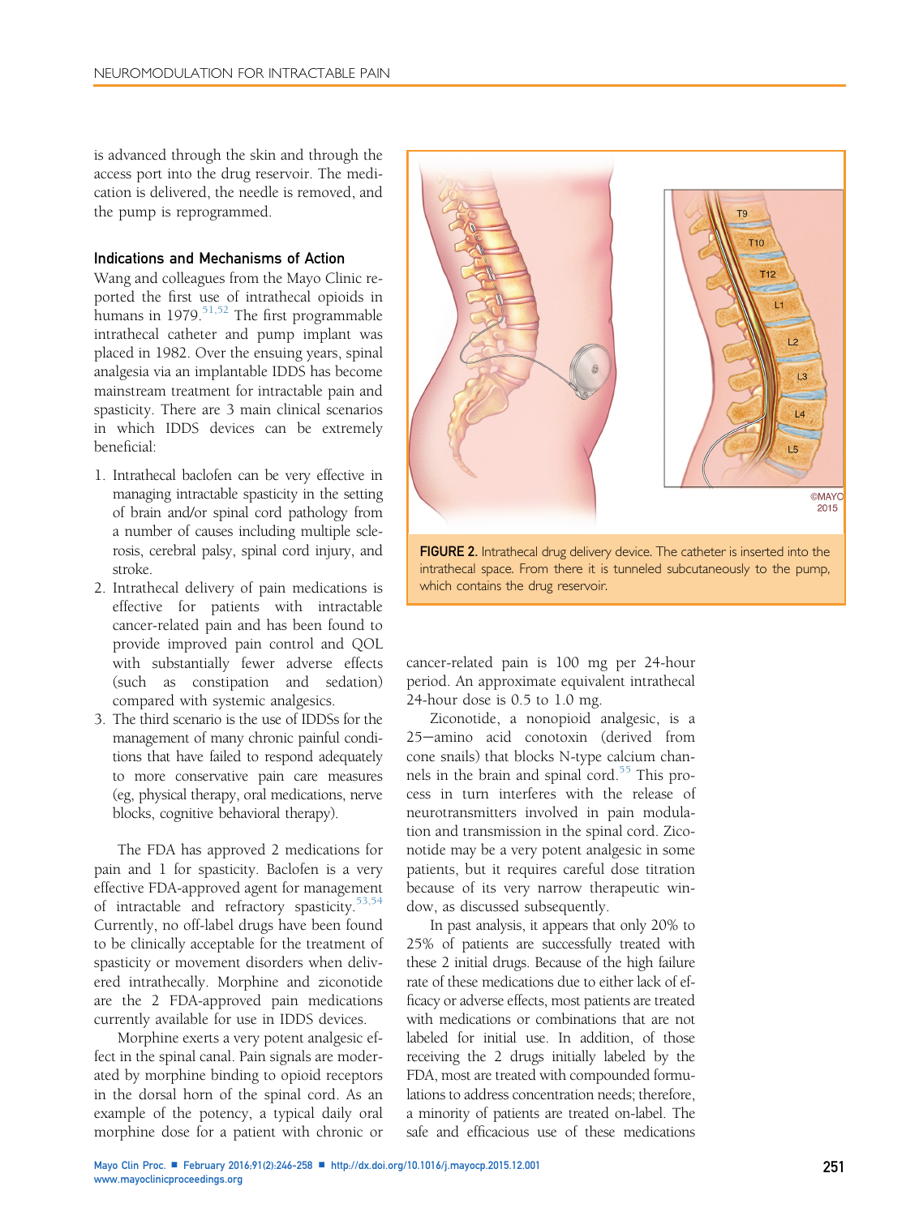is advanced through the skin and through the access port into the drug reservoir. The medication is delivered, the needle is removed, and the pump is reprogrammed.

### Indications and Mechanisms of Action

Wang and colleagues from the Mayo Clinic reported the first use of intrathecal opioids in humans in 1979.[51,52] The first programmable intrathecal catheter and pump implant was placed in 1982. Over the ensuing years, spinal analgesia via an implantable IDDS has become mainstream treatment for intractable pain and spasticity. There are 3 main clinical scenarios in which IDDS devices can be extremely beneficial:

1. Intrathecal baclofen can be very effective in managing intractable spasticity in the setting of brain and/or spinal cord pathology from a number of causes including multiple sclerosis, cerebral palsy, spinal cord injury, and stroke.
2. Intrathecal delivery of pain medications is effective for patients with intractable cancer-related pain and has been found to provide improved pain control and QOL with substantially fewer adverse effects (such as constipation and sedation) compared with systemic analgesics.
3. The third scenario is the use of IDDSs for the management of many chronic painful conditions that have failed to respond adequately to more conservative pain care measures (eg, physical therapy, oral medications, nerve blocks, cognitive behavioral therapy).

The FDA has approved 2 medications for pain and 1 for spasticity. Baclofen is a very effective FDA-approved agent for management of intractable and refractory spasticity.[53,54] Currently, no off-label drugs have been found to be clinically acceptable for the treatment of spasticity or movement disorders when delivered intrathecally. Morphine and ziconotide are the 2 FDA-approved pain medications currently available for use in IDDS devices.

Morphine exerts a very potent analgesic effect in the spinal canal. Pain signals are moderated by morphine binding to opioid receptors in the dorsal horn of the spinal cord. As an example of the potency, a typical daily oral morphine dose for a patient with chronic or cancer-related pain is 100 mg per 24-hour period. An approximate equivalent intrathecal 24-hour dose is 0.5 to 1.0 mg.

**FIGURE 2.** Intrathecal drug delivery device. The catheter is inserted into the intrathecal space. From there it is tunneled subcutaneously to the pump, which contains the drug reservoir.

Ziconotide, a nonopioid analgesic, is a 25–amino acid conotoxin (derived from cone snails) that blocks N-type calcium channels in the brain and spinal cord.[55] This process in turn interferes with the release of neurotransmitters involved in pain modulation and transmission in the spinal cord. Ziconotide may be a very potent analgesic in some patients, but it requires careful dose titration because of its very narrow therapeutic window, as discussed subsequently.

In past analysis, it appears that only 20% to 25% of patients are successfully treated with these 2 initial drugs. Because of the high failure rate of these medications due to either lack of efficacy or adverse effects, most patients are treated with medications or combinations that are not labeled for initial use. In addition, of those receiving the 2 drugs initially labeled by the FDA, most are treated with compounded formulations to address concentration needs; therefore, a minority of patients are treated on-label. The safe and efficacious use of these medications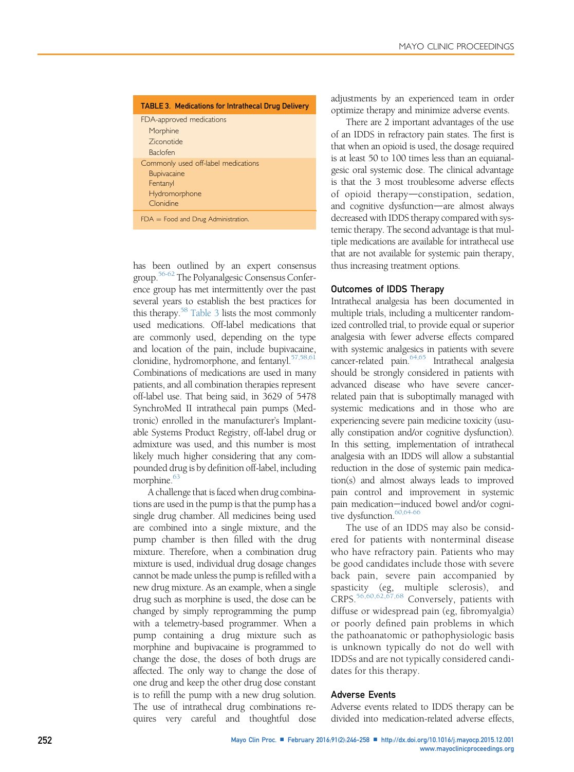**TABLE 3. Medications for Intrathecal Drug Delivery**

| |
|---|
| FDA-approved medications |
| Morphine |
| Ziconotide |
| Baclofen |
| Commonly used off-label medications |
| Bupivacaine |
| Fentanyl |
| Hydromorphone |
| Clonidine |

FDA = Food and Drug Administration.

has been outlined by an expert consensus group.[56-62] The Polyanalgesic Consensus Conference group has met intermittently over the past several years to establish the best practices for this therapy.[58] Table 3 lists the most commonly used medications. Off-label medications that are commonly used, depending on the type and location of the pain, include bupivacaine, clonidine, hydromorphone, and fentanyl.[57,58,61] Combinations of medications are used in many patients, and all combination therapies represent off-label use. That being said, in 3629 of 5478 SynchroMed II intrathecal pain pumps (Medtronic) enrolled in the manufacturer's Implantable Systems Product Registry, off-label drug or admixture was used, and this number is most likely much higher considering that any compounded drug is by definition off-label, including morphine.[63]

A challenge that is faced when drug combinations are used in the pump is that the pump has a single drug chamber. All medicines being used are combined into a single mixture, and the pump chamber is then filled with the drug mixture. Therefore, when a combination drug mixture is used, individual drug dosage changes cannot be made unless the pump is refilled with a new drug mixture. As an example, when a single drug such as morphine is used, the dose can be changed by simply reprogramming the pump with a telemetry-based programmer. When a pump containing a drug mixture such as morphine and bupivacaine is programmed to change the dose, the doses of both drugs are affected. The only way to change the dose of one drug and keep the other drug dose constant is to refill the pump with a new drug solution. The use of intrathecal drug combinations requires very careful and thoughtful dose adjustments by an experienced team in order optimize therapy and minimize adverse events.

There are 2 important advantages of the use of an IDDS in refractory pain states. The first is that when an opioid is used, the dosage required is at least 50 to 100 times less than an equianalgesic oral systemic dose. The clinical advantage is that the 3 most troublesome adverse effects of opioid therapy—constipation, sedation, and cognitive dysfunction—are almost always decreased with IDDS therapy compared with systemic therapy. The second advantage is that multiple medications are available for intrathecal use that are not available for systemic pain therapy, thus increasing treatment options.

## Outcomes of IDDS Therapy

Intrathecal analgesia has been documented in multiple trials, including a multicenter randomized controlled trial, to provide equal or superior analgesia with fewer adverse effects compared with systemic analgesics in patients with severe cancer-related pain.[64,65] Intrathecal analgesia should be strongly considered in patients with advanced disease who have severe cancer-related pain that is suboptimally managed with systemic medications and in those who are experiencing severe pain medicine toxicity (usually constipation and/or cognitive dysfunction). In this setting, implementation of intrathecal analgesia with an IDDS will allow a substantial reduction in the dose of systemic pain medication(s) and almost always leads to improved pain control and improvement in systemic pain medication–induced bowel and/or cognitive dysfunction.[60,64-66]

The use of an IDDS may also be considered for patients with nonterminal disease who have refractory pain. Patients who may be good candidates include those with severe back pain, severe pain accompanied by spasticity (eg, multiple sclerosis), and CRPS.[56,60,62,67,68] Conversely, patients with diffuse or widespread pain (eg, fibromyalgia) or poorly defined pain problems in which the pathoanatomic or pathophysiologic basis is unknown typically do not do well with IDDSs and are not typically considered candidates for this therapy.

## Adverse Events

Adverse events related to IDDS therapy can be divided into medication-related adverse effects,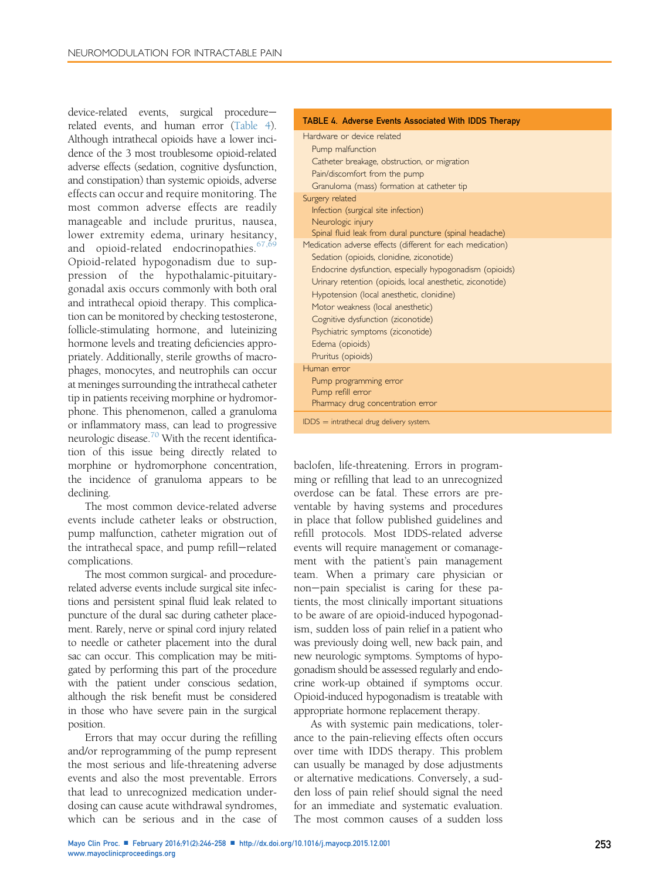device-related events, surgical procedure–related events, and human error (Table 4). Although intrathecal opioids have a lower incidence of the 3 most troublesome opioid-related adverse effects (sedation, cognitive dysfunction, and constipation) than systemic opioids, adverse effects can occur and require monitoring. The most common adverse effects are readily manageable and include pruritus, nausea, lower extremity edema, urinary hesitancy, and opioid-related endocrinopathies.[67,69] Opioid-related hypogonadism due to suppression of the hypothalamic-pituitary-gonadal axis occurs commonly with both oral and intrathecal opioid therapy. This complication can be monitored by checking testosterone, follicle-stimulating hormone, and luteinizing hormone levels and treating deficiencies appropriately. Additionally, sterile growths of macrophages, monocytes, and neutrophils can occur at meninges surrounding the intrathecal catheter tip in patients receiving morphine or hydromorphone. This phenomenon, called a granuloma or inflammatory mass, can lead to progressive neurologic disease.[70] With the recent identification of this issue being directly related to morphine or hydromorphone concentration, the incidence of granuloma appears to be declining.

The most common device-related adverse events include catheter leaks or obstruction, pump malfunction, catheter migration out of the intrathecal space, and pump refill–related complications.

The most common surgical- and procedure-related adverse events include surgical site infections and persistent spinal fluid leak related to puncture of the dural sac during catheter placement. Rarely, nerve or spinal cord injury related to needle or catheter placement into the dural sac can occur. This complication may be mitigated by performing this part of the procedure with the patient under conscious sedation, although the risk benefit must be considered in those who have severe pain in the surgical position.

Errors that may occur during the refilling and/or reprogramming of the pump represent the most serious and life-threatening adverse events and also the most preventable. Errors that lead to unrecognized medication underdosing can cause acute withdrawal syndromes, which can be serious and in the case of baclofen, life-threatening. Errors in programming or refilling that lead to an unrecognized overdose can be fatal. These errors are preventable by having systems and procedures in place that follow published guidelines and refill protocols. Most IDDS-related adverse events will require management or comanagement with the patient's pain management team. When a primary care physician or non–pain specialist is caring for these patients, the most clinically important situations to be aware of are opioid-induced hypogonadism, sudden loss of pain relief in a patient who was previously doing well, new back pain, and new neurologic symptoms. Symptoms of hypogonadism should be assessed regularly and endocrine work-up obtained if symptoms occur. Opioid-induced hypogonadism is treatable with appropriate hormone replacement therapy.

**TABLE 4. Adverse Events Associated With IDDS Therapy**

| |
|---|
| **Hardware or device related** |
| Pump malfunction |
| Catheter breakage, obstruction, or migration |
| Pain/discomfort from the pump |
| Granuloma (mass) formation at catheter tip |
| **Surgery related** |
| Infection (surgical site infection) |
| Neurologic injury |
| Spinal fluid leak from dural puncture (spinal headache) |
| **Medication adverse effects (different for each medication)** |
| Sedation (opioids, clonidine, ziconotide) |
| Endocrine dysfunction, especially hypogonadism (opioids) |
| Urinary retention (opioids, local anesthetic, ziconotide) |
| Hypotension (local anesthetic, clonidine) |
| Motor weakness (local anesthetic) |
| Cognitive dysfunction (ziconotide) |
| Psychiatric symptoms (ziconotide) |
| Edema (opioids) |
| Pruritus (opioids) |
| **Human error** |
| Pump programming error |
| Pump refill error |
| Pharmacy drug concentration error |

IDDS = intrathecal drug delivery system.

As with systemic pain medications, tolerance to the pain-relieving effects often occurs over time with IDDS therapy. This problem can usually be managed by dose adjustments or alternative medications. Conversely, a sudden loss of pain relief should signal the need for an immediate and systematic evaluation. The most common causes of a sudden loss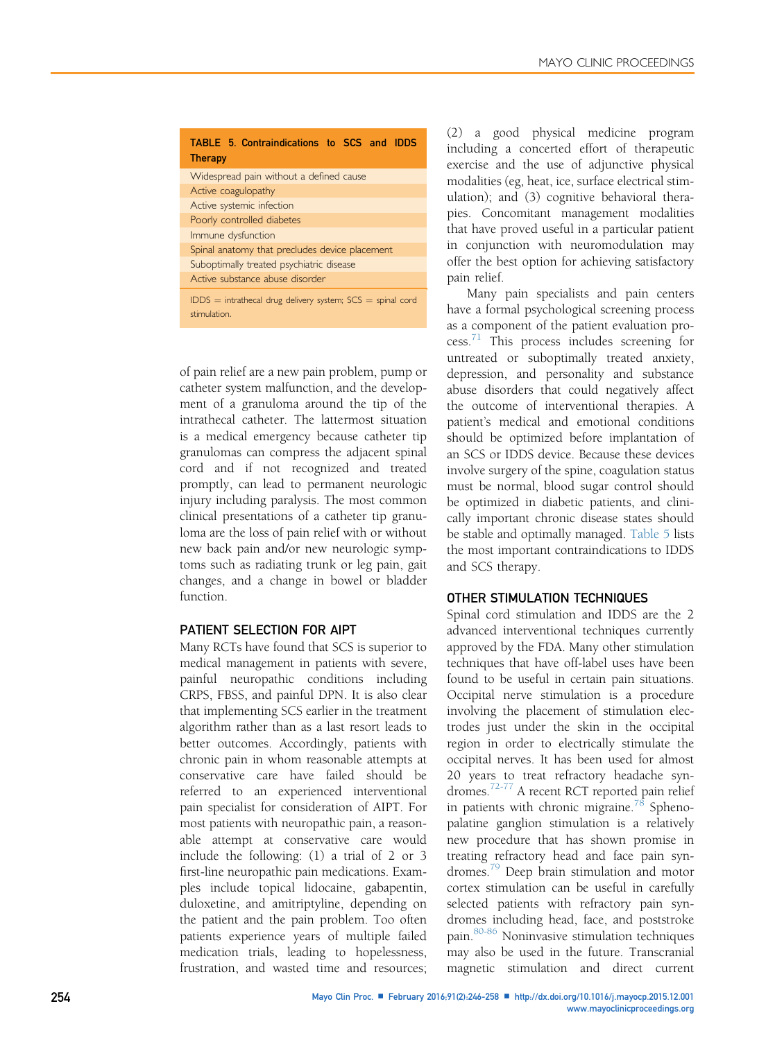TABLE 5. Contraindications to SCS and IDDS Therapy

| Contraindications |
|---|
| Widespread pain without a defined cause |
| Active coagulopathy |
| Active systemic infection |
| Poorly controlled diabetes |
| Immune dysfunction |
| Spinal anatomy that precludes device placement |
| Suboptimally treated psychiatric disease |
| Active substance abuse disorder |

IDDS = intrathecal drug delivery system; SCS = spinal cord stimulation.

of pain relief are a new pain problem, pump or catheter system malfunction, and the development of a granuloma around the tip of the intrathecal catheter. The lattermost situation is a medical emergency because catheter tip granulomas can compress the adjacent spinal cord and if not recognized and treated promptly, can lead to permanent neurologic injury including paralysis. The most common clinical presentations of a catheter tip granuloma are the loss of pain relief with or without new back pain and/or new neurologic symptoms such as radiating trunk or leg pain, gait changes, and a change in bowel or bladder function.

## PATIENT SELECTION FOR AIPT

Many RCTs have found that SCS is superior to medical management in patients with severe, painful neuropathic conditions including CRPS, FBSS, and painful DPN. It is also clear that implementing SCS earlier in the treatment algorithm rather than as a last resort leads to better outcomes. Accordingly, patients with chronic pain in whom reasonable attempts at conservative care have failed should be referred to an experienced interventional pain specialist for consideration of AIPT. For most patients with neuropathic pain, a reasonable attempt at conservative care would include the following: (1) a trial of 2 or 3 first-line neuropathic pain medications. Examples include topical lidocaine, gabapentin, duloxetine, and amitriptyline, depending on the patient and the pain problem. Too often patients experience years of multiple failed medication trials, leading to hopelessness, frustration, and wasted time and resources; (2) a good physical medicine program including a concerted effort of therapeutic exercise and the use of adjunctive physical modalities (eg, heat, ice, surface electrical stimulation); and (3) cognitive behavioral therapies. Concomitant management modalities that have proved useful in a particular patient in conjunction with neuromodulation may offer the best option for achieving satisfactory pain relief.

Many pain specialists and pain centers have a formal psychological screening process as a component of the patient evaluation process.[71] This process includes screening for untreated or suboptimally treated anxiety, depression, and personality and substance abuse disorders that could negatively affect the outcome of interventional therapies. A patient's medical and emotional conditions should be optimized before implantation of an SCS or IDDS device. Because these devices involve surgery of the spine, coagulation status must be normal, blood sugar control should be optimized in diabetic patients, and clinically important chronic disease states should be stable and optimally managed. Table 5 lists the most important contraindications to IDDS and SCS therapy.

## OTHER STIMULATION TECHNIQUES

Spinal cord stimulation and IDDS are the 2 advanced interventional techniques currently approved by the FDA. Many other stimulation techniques that have off-label uses have been found to be useful in certain pain situations. Occipital nerve stimulation is a procedure involving the placement of stimulation electrodes just under the skin in the occipital region in order to electrically stimulate the occipital nerves. It has been used for almost 20 years to treat refractory headache syndromes.[72-77] A recent RCT reported pain relief in patients with chronic migraine.[78] Sphenopalatine ganglion stimulation is a relatively new procedure that has shown promise in treating refractory head and face pain syndromes.[79] Deep brain stimulation and motor cortex stimulation can be useful in carefully selected patients with refractory pain syndromes including head, face, and poststroke pain.[80-86] Noninvasive stimulation techniques may also be used in the future. Transcranial magnetic stimulation and direct current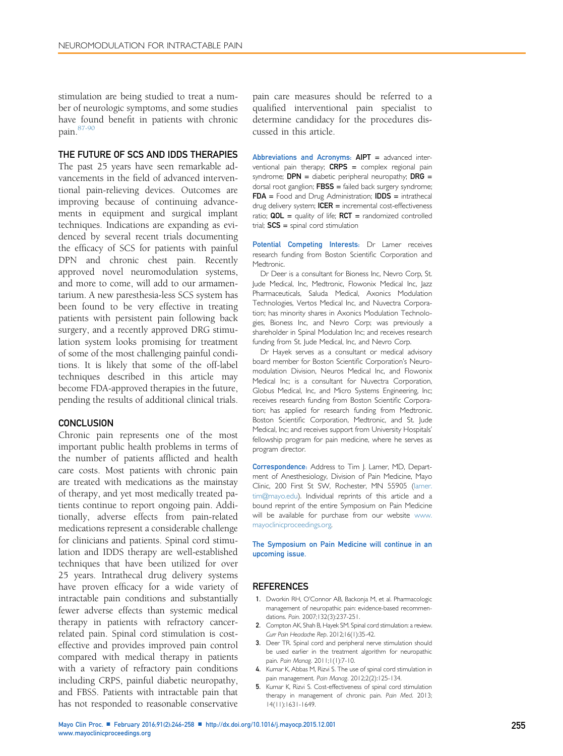stimulation are being studied to treat a number of neurologic symptoms, and some studies have found benefit in patients with chronic pain.[87-90]

## THE FUTURE OF SCS AND IDDS THERAPIES

The past 25 years have seen remarkable advancements in the field of advanced interventional pain-relieving devices. Outcomes are improving because of continuing advancements in equipment and surgical implant techniques. Indications are expanding as evidenced by several recent trials documenting the efficacy of SCS for patients with painful DPN and chronic chest pain. Recently approved novel neuromodulation systems, and more to come, will add to our armamentarium. A new paresthesia-less SCS system has been found to be very effective in treating patients with persistent pain following back surgery, and a recently approved DRG stimulation system looks promising for treatment of some of the most challenging painful conditions. It is likely that some of the off-label techniques described in this article may become FDA-approved therapies in the future, pending the results of additional clinical trials.

## CONCLUSION

Chronic pain represents one of the most important public health problems in terms of the number of patients afflicted and health care costs. Most patients with chronic pain are treated with medications as the mainstay of therapy, and yet most medically treated patients continue to report ongoing pain. Additionally, adverse effects from pain-related medications represent a considerable challenge for clinicians and patients. Spinal cord stimulation and IDDS therapy are well-established techniques that have been utilized for over 25 years. Intrathecal drug delivery systems have proven efficacy for a wide variety of intractable pain conditions and substantially fewer adverse effects than systemic medical therapy in patients with refractory cancer-related pain. Spinal cord stimulation is cost-effective and provides improved pain control compared with medical therapy in patients with a variety of refractory pain conditions including CRPS, painful diabetic neuropathy, and FBSS. Patients with intractable pain that has not responded to reasonable conservative pain care measures should be referred to a qualified interventional pain specialist to determine candidacy for the procedures discussed in this article.

**Abbreviations and Acronyms:** **AIPT** = advanced interventional pain therapy; **CRPS** = complex regional pain syndrome; **DPN** = diabetic peripheral neuropathy; **DRG** = dorsal root ganglion; **FBSS** = failed back surgery syndrome; **FDA** = Food and Drug Administration; **IDDS** = intrathecal drug delivery system; **ICER** = incremental cost-effectiveness ratio; **QOL** = quality of life; **RCT** = randomized controlled trial; **SCS** = spinal cord stimulation

**Potential Competing Interests:** Dr Lamer receives research funding from Boston Scientific Corporation and Medtronic.

Dr Deer is a consultant for Bioness Inc, Nevro Corp, St. Jude Medical, Inc, Medtronic, Flowonix Medical Inc, Jazz Pharmaceuticals, Saluda Medical, Axonics Modulation Technologies, Vertos Medical Inc, and Nuvectra Corporation; has minority shares in Axonics Modulation Technologies, Bioness Inc, and Nevro Corp; was previously a shareholder in Spinal Modulation Inc; and receives research funding from St. Jude Medical, Inc, and Nevro Corp.

Dr Hayek serves as a consultant or medical advisory board member for Boston Scientific Corporation's Neuromodulation Division, Neuros Medical Inc, and Flowonix Medical Inc; is a consultant for Nuvectra Corporation, Globus Medical, Inc, and Micro Systems Engineering, Inc; receives research funding from Boston Scientific Corporation; has applied for research funding from Medtronic. Boston Scientific Corporation, Medtronic, and St. Jude Medical, Inc; and receives support from University Hospitals' fellowship program for pain medicine, where he serves as program director.

**Correspondence:** Address to Tim J. Lamer, MD, Department of Anesthesiology, Division of Pain Medicine, Mayo Clinic, 200 First St SW, Rochester, MN 55905 (lamer.tim@mayo.edu). Individual reprints of this article and a bound reprint of the entire Symposium on Pain Medicine will be available for purchase from our website www.mayoclinicproceedings.org.

**The Symposium on Pain Medicine will continue in an upcoming issue.**

## REFERENCES

1. Dworkin RH, O'Connor AB, Backonja M, et al. Pharmacologic management of neuropathic pain: evidence-based recommendations. *Pain*. 2007;132(3):237-251.
2. Compton AK, Shah B, Hayek SM. Spinal cord stimulation: a review. *Curr Pain Headache Rep*. 2012;16(1):35-42.
3. Deer TR. Spinal cord and peripheral nerve stimulation should be used earlier in the treatment algorithm for neuropathic pain. *Pain Manag*. 2011;1(1):7-10.
4. Kumar K, Abbas M, Rizvi S. The use of spinal cord stimulation in pain management. *Pain Manag*. 2012;2(2):125-134.
5. Kumar K, Rizvi S. Cost-effectiveness of spinal cord stimulation therapy in management of chronic pain. *Pain Med*. 2013; 14(11):1631-1649.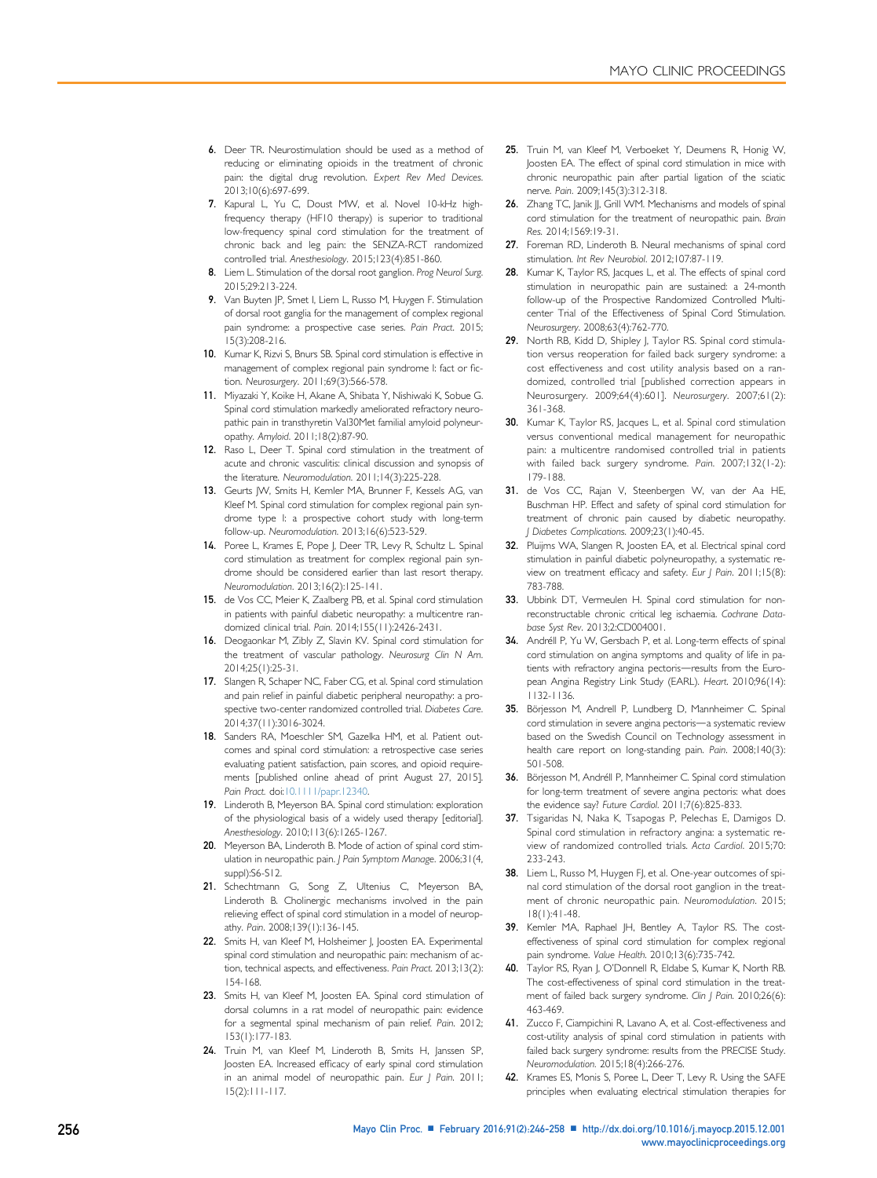6. Deer TR. Neurostimulation should be used as a method of reducing or eliminating opioids in the treatment of chronic pain: the digital drug revolution. *Expert Rev Med Devices*. 2013;10(6):697-699.
7. Kapural L, Yu C, Doust MW, et al. Novel 10-kHz high-frequency therapy (HF10 therapy) is superior to traditional low-frequency spinal cord stimulation for the treatment of chronic back and leg pain: the SENZA-RCT randomized controlled trial. *Anesthesiology*. 2015;123(4):851-860.
8. Liem L. Stimulation of the dorsal root ganglion. *Prog Neurol Surg*. 2015;29:213-224.
9. Van Buyten JP, Smet I, Liem L, Russo M, Huygen F. Stimulation of dorsal root ganglia for the management of complex regional pain syndrome: a prospective case series. *Pain Pract*. 2015; 15(3):208-216.
10. Kumar K, Rizvi S, Bnurs SB. Spinal cord stimulation is effective in management of complex regional pain syndrome I: fact or fiction. *Neurosurgery*. 2011;69(3):566-578.
11. Miyazaki Y, Koike H, Akane A, Shibata Y, Nishiwaki K, Sobue G. Spinal cord stimulation markedly ameliorated refractory neuropathic pain in transthyretin Val30Met familial amyloid polyneuropathy. *Amyloid*. 2011;18(2):87-90.
12. Raso L, Deer T. Spinal cord stimulation in the treatment of acute and chronic vasculitis: clinical discussion and synopsis of the literature. *Neuromodulation*. 2011;14(3):225-228.
13. Geurts JW, Smits H, Kemler MA, Brunner F, Kessels AG, van Kleef M. Spinal cord stimulation for complex regional pain syndrome type I: a prospective cohort study with long-term follow-up. *Neuromodulation*. 2013;16(6):523-529.
14. Poree L, Krames E, Pope J, Deer TR, Levy R, Schultz L. Spinal cord stimulation as treatment for complex regional pain syndrome should be considered earlier than last resort therapy. *Neuromodulation*. 2013;16(2):125-141.
15. de Vos CC, Meier K, Zaalberg PB, et al. Spinal cord stimulation in patients with painful diabetic neuropathy: a multicentre randomized clinical trial. *Pain*. 2014;155(11):2426-2431.
16. Deogaonkar M, Zibly Z, Slavin KV. Spinal cord stimulation for the treatment of vascular pathology. *Neurosurg Clin N Am*. 2014;25(1):25-31.
17. Slangen R, Schaper NC, Faber CG, et al. Spinal cord stimulation and pain relief in painful diabetic peripheral neuropathy: a prospective two-center randomized controlled trial. *Diabetes Care*. 2014;37(11):3016-3024.
18. Sanders RA, Moeschler SM, Gazelka HM, et al. Patient outcomes and spinal cord stimulation: a retrospective case series evaluating patient satisfaction, pain scores, and opioid requirements [published online ahead of print August 27, 2015]. *Pain Pract*. doi:10.1111/papr.12340.
19. Linderoth B, Meyerson BA. Spinal cord stimulation: exploration of the physiological basis of a widely used therapy [editorial]. *Anesthesiology*. 2010;113(6):1265-1267.
20. Meyerson BA, Linderoth B. Mode of action of spinal cord stimulation in neuropathic pain. *J Pain Symptom Manage*. 2006;31(4, suppl):S6-S12.
21. Schechtmann G, Song Z, Ultenius C, Meyerson BA, Linderoth B. Cholinergic mechanisms involved in the pain relieving effect of spinal cord stimulation in a model of neuropathy. *Pain*. 2008;139(1):136-145.
22. Smits H, van Kleef M, Holsheimer J, Joosten EA. Experimental spinal cord stimulation and neuropathic pain: mechanism of action, technical aspects, and effectiveness. *Pain Pract*. 2013;13(2): 154-168.
23. Smits H, van Kleef M, Joosten EA. Spinal cord stimulation of dorsal columns in a rat model of neuropathic pain: evidence for a segmental spinal mechanism of pain relief. *Pain*. 2012; 153(1):177-183.
24. Truin M, van Kleef M, Linderoth B, Smits H, Janssen SP, Joosten EA. Increased efficacy of early spinal cord stimulation in an animal model of neuropathic pain. *Eur J Pain*. 2011; 15(2):111-117.
25. Truin M, van Kleef M, Verboeket Y, Deumens R, Honig W, Joosten EA. The effect of spinal cord stimulation in mice with chronic neuropathic pain after partial ligation of the sciatic nerve. *Pain*. 2009;145(3):312-318.
26. Zhang TC, Janik JJ, Grill WM. Mechanisms and models of spinal cord stimulation for the treatment of neuropathic pain. *Brain Res*. 2014;1569:19-31.
27. Foreman RD, Linderoth B. Neural mechanisms of spinal cord stimulation. *Int Rev Neurobiol*. 2012;107:87-119.
28. Kumar K, Taylor RS, Jacques L, et al. The effects of spinal cord stimulation in neuropathic pain are sustained: a 24-month follow-up of the Prospective Randomized Controlled Multicenter Trial of the Effectiveness of Spinal Cord Stimulation. *Neurosurgery*. 2008;63(4):762-770.
29. North RB, Kidd D, Shipley J, Taylor RS. Spinal cord stimulation versus reoperation for failed back surgery syndrome: a cost effectiveness and cost utility analysis based on a randomized, controlled trial [published correction appears in Neurosurgery. 2009;64(4):601]. *Neurosurgery*. 2007;61(2): 361-368.
30. Kumar K, Taylor RS, Jacques L, et al. Spinal cord stimulation versus conventional medical management for neuropathic pain: a multicentre randomised controlled trial in patients with failed back surgery syndrome. *Pain*. 2007;132(1-2): 179-188.
31. de Vos CC, Rajan V, Steenbergen W, van der Aa HE, Buschman HP. Effect and safety of spinal cord stimulation for treatment of chronic pain caused by diabetic neuropathy. *J Diabetes Complications*. 2009;23(1):40-45.
32. Pluijms WA, Slangen R, Joosten EA, et al. Electrical spinal cord stimulation in painful diabetic polyneuropathy, a systematic review on treatment efficacy and safety. *Eur J Pain*. 2011;15(8): 783-788.
33. Ubbink DT, Vermeulen H. Spinal cord stimulation for non-reconstructable chronic critical leg ischaemia. *Cochrane Database Syst Rev*. 2013;2:CD004001.
34. Andréll P, Yu W, Gersbach P, et al. Long-term effects of spinal cord stimulation on angina symptoms and quality of life in patients with refractory angina pectoris—results from the European Angina Registry Link Study (EARL). *Heart*. 2010;96(14): 1132-1136.
35. Börjesson M, Andrell P, Lundberg D, Mannheimer C. Spinal cord stimulation in severe angina pectoris—a systematic review based on the Swedish Council on Technology assessment in health care report on long-standing pain. *Pain*. 2008;140(3): 501-508.
36. Börjesson M, Andréll P, Mannheimer C. Spinal cord stimulation for long-term treatment of severe angina pectoris: what does the evidence say? *Future Cardiol*. 2011;7(6):825-833.
37. Tsigaridas N, Naka K, Tsapogas P, Pelechas E, Damigos D. Spinal cord stimulation in refractory angina: a systematic review of randomized controlled trials. *Acta Cardiol*. 2015;70: 233-243.
38. Liem L, Russo M, Huygen FJ, et al. One-year outcomes of spinal cord stimulation of the dorsal root ganglion in the treatment of chronic neuropathic pain. *Neuromodulation*. 2015; 18(1):41-48.
39. Kemler MA, Raphael JH, Bentley A, Taylor RS. The cost-effectiveness of spinal cord stimulation for complex regional pain syndrome. *Value Health*. 2010;13(6):735-742.
40. Taylor RS, Ryan J, O'Donnell R, Eldabe S, Kumar K, North RB. The cost-effectiveness of spinal cord stimulation in the treatment of failed back surgery syndrome. *Clin J Pain*. 2010;26(6): 463-469.
41. Zucco F, Ciampichini R, Lavano A, et al. Cost-effectiveness and cost-utility analysis of spinal cord stimulation in patients with failed back surgery syndrome: results from the PRECISE Study. *Neuromodulation*. 2015;18(4):266-276.
42. Krames ES, Monis S, Poree L, Deer T, Levy R. Using the SAFE principles when evaluating electrical stimulation therapies for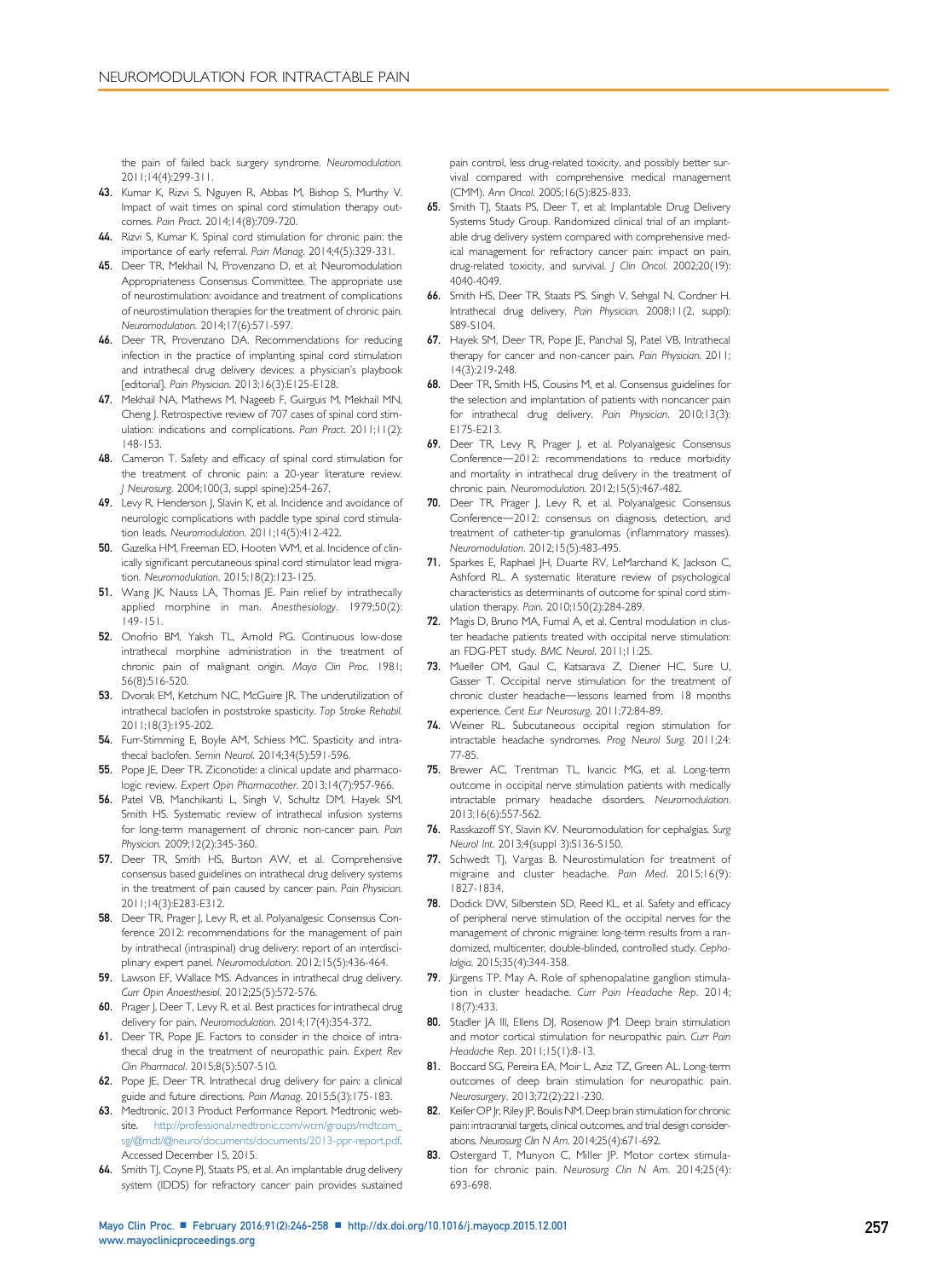the pain of failed back surgery syndrome. *Neuromodulation*. 2011;14(4):299-311.

43. Kumar K, Rizvi S, Nguyen R, Abbas M, Bishop S, Murthy V. Impact of wait times on spinal cord stimulation therapy outcomes. *Pain Pract*. 2014;14(8):709-720.
44. Rizvi S, Kumar K. Spinal cord stimulation for chronic pain: the importance of early referral. *Pain Manag*. 2014;4(5):329-331.
45. Deer TR, Mekhail N, Provenzano D, et al; Neuromodulation Appropriateness Consensus Committee. The appropriate use of neurostimulation: avoidance and treatment of complications of neurostimulation therapies for the treatment of chronic pain. *Neuromodulation*. 2014;17(6):571-597.
46. Deer TR, Provenzano DA. Recommendations for reducing infection in the practice of implanting spinal cord stimulation and intrathecal drug delivery devices: a physician's playbook [editorial]. *Pain Physician*. 2013;16(3):E125-E128.
47. Mekhail NA, Mathews M, Nageeb F, Guirguis M, Mekhail MN, Cheng J. Retrospective review of 707 cases of spinal cord stimulation: indications and complications. *Pain Pract*. 2011;11(2):148-153.
48. Cameron T. Safety and efficacy of spinal cord stimulation for the treatment of chronic pain: a 20-year literature review. *J Neurosurg*. 2004;100(3, suppl spine):254-267.
49. Levy R, Henderson J, Slavin K, et al. Incidence and avoidance of neurologic complications with paddle type spinal cord stimulation leads. *Neuromodulation*. 2011;14(5):412-422.
50. Gazelka HM, Freeman ED, Hooten WM, et al. Incidence of clinically significant percutaneous spinal cord stimulator lead migration. *Neuromodulation*. 2015;18(2):123-125.
51. Wang JK, Nauss LA, Thomas JE. Pain relief by intrathecally applied morphine in man. *Anesthesiology*. 1979;50(2):149-151.
52. Onofrio BM, Yaksh TL, Arnold PG. Continuous low-dose intrathecal morphine administration in the treatment of chronic pain of malignant origin. *Mayo Clin Proc*. 1981;56(8):516-520.
53. Dvorak EM, Ketchum NC, McGuire JR. The underutilization of intrathecal baclofen in poststroke spasticity. *Top Stroke Rehabil*. 2011;18(3):195-202.
54. Furr-Stimming E, Boyle AM, Schiess MC. Spasticity and intrathecal baclofen. *Semin Neurol*. 2014;34(5):591-596.
55. Pope JE, Deer TR. Ziconotide: a clinical update and pharmacologic review. *Expert Opin Pharmacother*. 2013;14(7):957-966.
56. Patel VB, Manchikanti L, Singh V, Schultz DM, Hayek SM, Smith HS. Systematic review of intrathecal infusion systems for long-term management of chronic non-cancer pain. *Pain Physician*. 2009;12(2):345-360.
57. Deer TR, Smith HS, Burton AW, et al. Comprehensive consensus based guidelines on intrathecal drug delivery systems in the treatment of pain caused by cancer pain. *Pain Physician*. 2011;14(3):E283-E312.
58. Deer TR, Prager J, Levy R, et al. Polyanalgesic Consensus Conference 2012: recommendations for the management of pain by intrathecal (intraspinal) drug delivery: report of an interdisciplinary expert panel. *Neuromodulation*. 2012;15(5):436-464.
59. Lawson EF, Wallace MS. Advances in intrathecal drug delivery. *Curr Opin Anaesthesiol*. 2012;25(5):572-576.
60. Prager J, Deer T, Levy R, et al. Best practices for intrathecal drug delivery for pain. *Neuromodulation*. 2014;17(4):354-372.
61. Deer TR, Pope JE. Factors to consider in the choice of intrathecal drug in the treatment of neuropathic pain. *Expert Rev Clin Pharmacol*. 2015;8(5):507-510.
62. Pope JE, Deer TR. Intrathecal drug delivery for pain: a clinical guide and future directions. *Pain Manag*. 2015;5(3):175-183.
63. Medtronic. 2013 Product Performance Report. Medtronic website. http://professional.medtronic.com/wcm/groups/mdtcom_sg/@mdt/@neuro/documents/documents/2013-ppr-report.pdf. Accessed December 15, 2015.
64. Smith TJ, Coyne PJ, Staats PS, et al. An implantable drug delivery system (IDDS) for refractory cancer pain provides sustained pain control, less drug-related toxicity, and possibly better survival compared with comprehensive medical management (CMM). *Ann Oncol*. 2005;16(5):825-833.
65. Smith TJ, Staats PS, Deer T, et al; Implantable Drug Delivery Systems Study Group. Randomized clinical trial of an implantable drug delivery system compared with comprehensive medical management for refractory cancer pain: impact on pain, drug-related toxicity, and survival. *J Clin Oncol*. 2002;20(19):4040-4049.
66. Smith HS, Deer TR, Staats PS, Singh V, Sehgal N, Cordner H. Intrathecal drug delivery. *Pain Physician*. 2008;11(2, suppl):S89-S104.
67. Hayek SM, Deer TR, Pope JE, Panchal SJ, Patel VB. Intrathecal therapy for cancer and non-cancer pain. *Pain Physician*. 2011;14(3):219-248.
68. Deer TR, Smith HS, Cousins M, et al. Consensus guidelines for the selection and implantation of patients with noncancer pain for intrathecal drug delivery. *Pain Physician*. 2010;13(3):E175-E213.
69. Deer TR, Levy R, Prager J, et al. Polyanalgesic Consensus Conference—2012: recommendations to reduce morbidity and mortality in intrathecal drug delivery in the treatment of chronic pain. *Neuromodulation*. 2012;15(5):467-482.
70. Deer TR, Prager J, Levy R, et al. Polyanalgesic Consensus Conference—2012: consensus on diagnosis, detection, and treatment of catheter-tip granulomas (inflammatory masses). *Neuromodulation*. 2012;15(5):483-495.
71. Sparkes E, Raphael JH, Duarte RV, LeMarchand K, Jackson C, Ashford RL. A systematic literature review of psychological characteristics as determinants of outcome for spinal cord stimulation therapy. *Pain*. 2010;150(2):284-289.
72. Magis D, Bruno MA, Fumal A, et al. Central modulation in cluster headache patients treated with occipital nerve stimulation: an FDG-PET study. *BMC Neurol*. 2011;11:25.
73. Mueller OM, Gaul C, Katsarava Z, Diener HC, Sure U, Gasser T. Occipital nerve stimulation for the treatment of chronic cluster headache—lessons learned from 18 months experience. *Cent Eur Neurosurg*. 2011;72:84-89.
74. Weiner RL. Subcutaneous occipital region stimulation for intractable headache syndromes. *Prog Neurol Surg*. 2011;24:77-85.
75. Brewer AC, Trentman TL, Ivancic MG, et al. Long-term outcome in occipital nerve stimulation patients with medically intractable primary headache disorders. *Neuromodulation*. 2013;16(6):557-562.
76. Rasskazoff SY, Slavin KV. Neuromodulation for cephalgias. *Surg Neurol Int*. 2013;4(suppl 3):S136-S150.
77. Schwedt TJ, Vargas B. Neurostimulation for treatment of migraine and cluster headache. *Pain Med*. 2015;16(9):1827-1834.
78. Dodick DW, Silberstein SD, Reed KL, et al. Safety and efficacy of peripheral nerve stimulation of the occipital nerves for the management of chronic migraine: long-term results from a randomized, multicenter, double-blinded, controlled study. *Cephalalgia*. 2015;35(4):344-358.
79. Jürgens TP, May A. Role of sphenopalatine ganglion stimulation in cluster headache. *Curr Pain Headache Rep*. 2014;18(7):433.
80. Stadler JA III, Ellens DJ, Rosenow JM. Deep brain stimulation and motor cortical stimulation for neuropathic pain. *Curr Pain Headache Rep*. 2011;15(1):8-13.
81. Boccard SG, Pereira EA, Moir L, Aziz TZ, Green AL. Long-term outcomes of deep brain stimulation for neuropathic pain. *Neurosurgery*. 2013;72(2):221-230.
82. Keifer OP Jr, Riley JP, Boulis NM. Deep brain stimulation for chronic pain: intracranial targets, clinical outcomes, and trial design considerations. *Neurosurg Clin N Am*. 2014;25(4):671-692.
83. Ostergard T, Munyon C, Miller JP. Motor cortex stimulation for chronic pain. *Neurosurg Clin N Am*. 2014;25(4):693-698.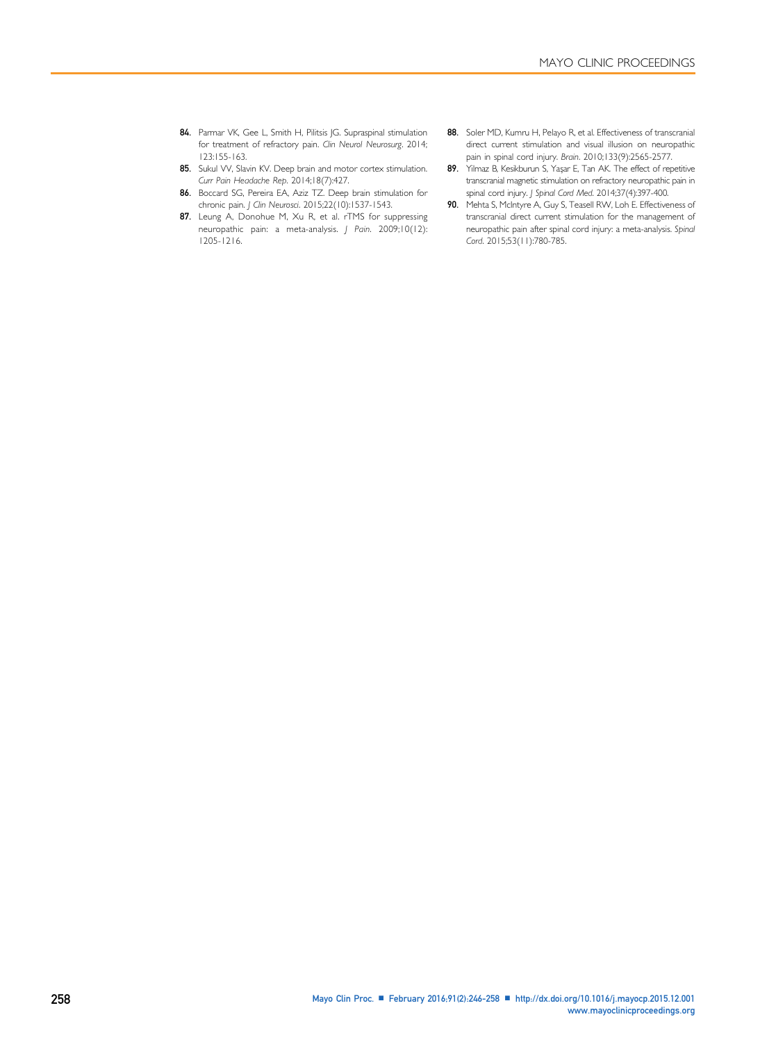84. Parmar VK, Gee L, Smith H, Pilitsis JG. Supraspinal stimulation for treatment of refractory pain. *Clin Neurol Neurosurg*. 2014; 123:155-163.
85. Sukul VV, Slavin KV. Deep brain and motor cortex stimulation. *Curr Pain Headache Rep*. 2014;18(7):427.
86. Boccard SG, Pereira EA, Aziz TZ. Deep brain stimulation for chronic pain. *J Clin Neurosci*. 2015;22(10):1537-1543.
87. Leung A, Donohue M, Xu R, et al. rTMS for suppressing neuropathic pain: a meta-analysis. *J Pain*. 2009;10(12): 1205-1216.
88. Soler MD, Kumru H, Pelayo R, et al. Effectiveness of transcranial direct current stimulation and visual illusion on neuropathic pain in spinal cord injury. *Brain*. 2010;133(9):2565-2577.
89. Yilmaz B, Kesikburun S, Yaşar E, Tan AK. The effect of repetitive transcranial magnetic stimulation on refractory neuropathic pain in spinal cord injury. *J Spinal Cord Med*. 2014;37(4):397-400.
90. Mehta S, McIntyre A, Guy S, Teasell RW, Loh E. Effectiveness of transcranial direct current stimulation for the management of neuropathic pain after spinal cord injury: a meta-analysis. *Spinal Cord*. 2015;53(11):780-785.